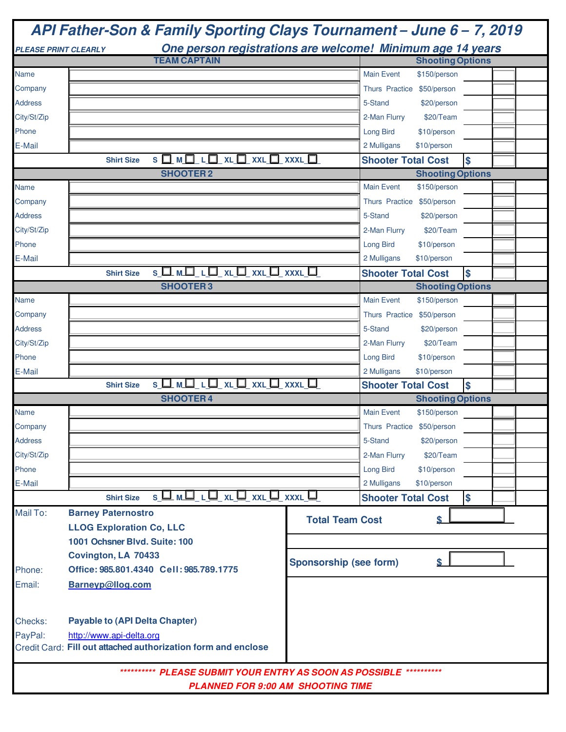# API Father-Son & Family Sporting Clays Tournament – June 6 – 7, 2019

*PLEASE PRINT CLEARLY* — ***One person registrations are welcome! Minimum age 14 years***

| TEAM CAPTAIN | | Shooting Options | | |
|---|---|---|---|---|
| Name | | Main Event | $150/person | |
| Company | | Thurs Practice | $50/person | |
| Address | | 5-Stand | $20/person | |
| City/St/Zip | | 2-Man Flurry | $20/Team | |
| Phone | | Long Bird | $10/person | |
| E-Mail | | 2 Mulligans | $10/person | |
| | **Shirt Size** S ☐ M ☐ L ☐ XL ☐ XXL ☐ XXXL ☐ | **Shooter Total Cost** | **$** | |

| SHOOTER 2 | | Shooting Options | | |
|---|---|---|---|---|
| Name | | Main Event | $150/person | |
| Company | | Thurs Practice | $50/person | |
| Address | | 5-Stand | $20/person | |
| City/St/Zip | | 2-Man Flurry | $20/Team | |
| Phone | | Long Bird | $10/person | |
| E-Mail | | 2 Mulligans | $10/person | |
| | **Shirt Size** S ☐ M ☐ L ☐ XL ☐ XXL ☐ XXXL ☐ | **Shooter Total Cost** | **$** | |

| SHOOTER 3 | | Shooting Options | | |
|---|---|---|---|---|
| Name | | Main Event | $150/person | |
| Company | | Thurs Practice | $50/person | |
| Address | | 5-Stand | $20/person | |
| City/St/Zip | | 2-Man Flurry | $20/Team | |
| Phone | | Long Bird | $10/person | |
| E-Mail | | 2 Mulligans | $10/person | |
| | **Shirt Size** S ☐ M ☐ L ☐ XL ☐ XXL ☐ XXXL ☐ | **Shooter Total Cost** | **$** | |

| SHOOTER 4 | | Shooting Options | | |
|---|---|---|---|---|
| Name | | Main Event | $150/person | |
| Company | | Thurs Practice | $50/person | |
| Address | | 5-Stand | $20/person | |
| City/St/Zip | | 2-Man Flurry | $20/Team | |
| Phone | | Long Bird | $10/person | |
| E-Mail | | 2 Mulligans | $10/person | |
| | **Shirt Size** S ☐ M ☐ L ☐ XL ☐ XXL ☐ XXXL ☐ | **Shooter Total Cost** | **$** | |

Mail To: **Barney Paternostro**
**LLOG Exploration Co, LLC**
**1001 Ochsner Blvd. Suite: 100**
**Covington, LA 70433**

Phone: **Office: 985.801.4340 Cell: 985.789.1775**

Email: **Barneyp@llog.com**

Checks: **Payable to (API Delta Chapter)**

PayPal: http://www.api-delta.org

Credit Card: **Fill out attached authorization form and enclose**

**Total Team Cost** $ ______

**Sponsorship (see form)** $ ______

***\*\*\*\*\*\*\*\*\*\* PLEASE SUBMIT YOUR ENTRY AS SOON AS POSSIBLE \*\*\*\*\*\*\*\*\*\****

***PLANNED FOR 9:00 AM SHOOTING TIME***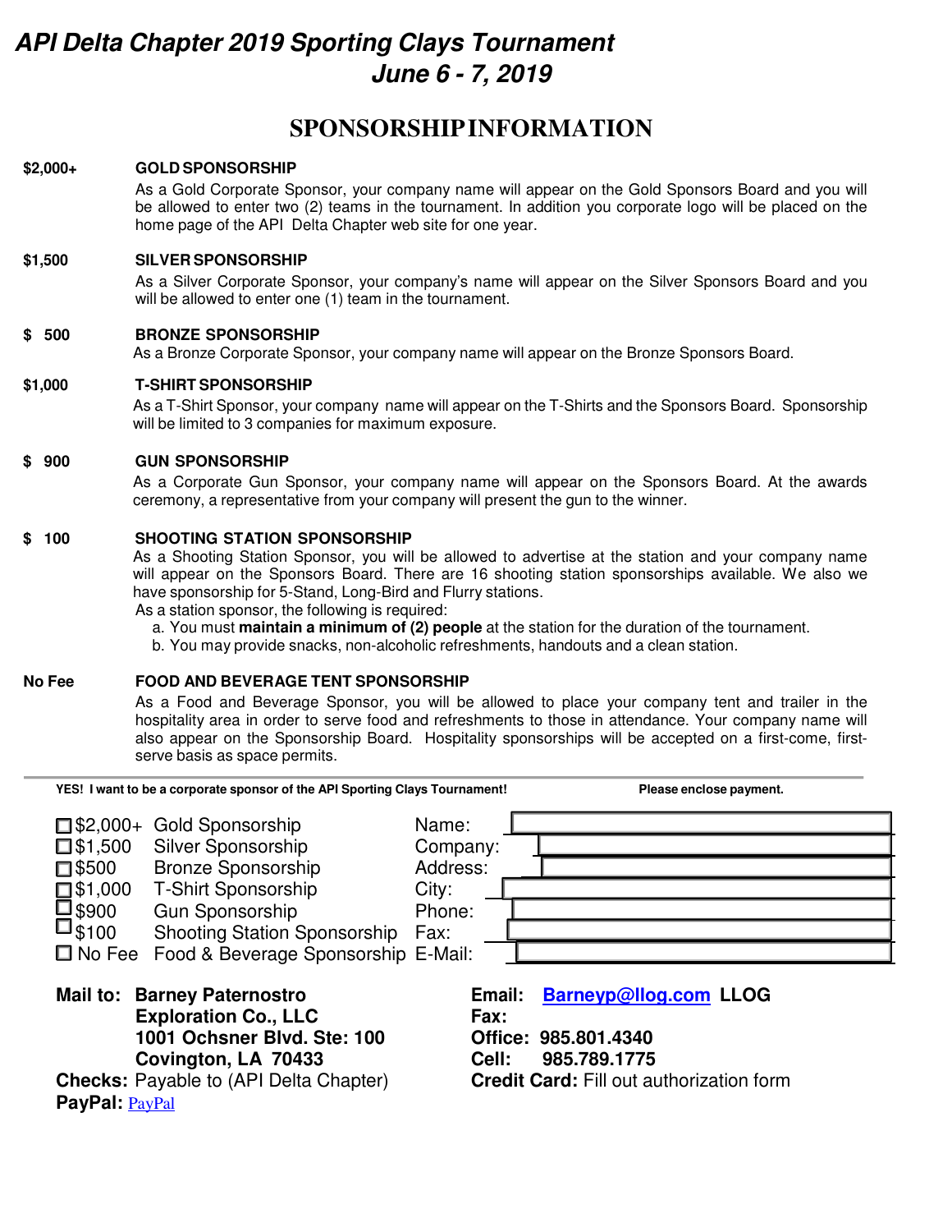# *API Delta Chapter 2019 Sporting Clays Tournament*
## *June 6 - 7, 2019*

## SPONSORSHIP INFORMATION

**$2,000+** **GOLD SPONSORSHIP**

As a Gold Corporate Sponsor, your company name will appear on the Gold Sponsors Board and you will be allowed to enter two (2) teams in the tournament. In addition you corporate logo will be placed on the home page of the API Delta Chapter web site for one year.

**$1,500** **SILVER SPONSORSHIP**

As a Silver Corporate Sponsor, your company's name will appear on the Silver Sponsors Board and you will be allowed to enter one (1) team in the tournament.

**$ 500** **BRONZE SPONSORSHIP**

As a Bronze Corporate Sponsor, your company name will appear on the Bronze Sponsors Board.

**$1,000** **T-SHIRT SPONSORSHIP**

As a T-Shirt Sponsor, your company name will appear on the T-Shirts and the Sponsors Board. Sponsorship will be limited to 3 companies for maximum exposure.

**$ 900** **GUN SPONSORSHIP**

As a Corporate Gun Sponsor, your company name will appear on the Sponsors Board. At the awards ceremony, a representative from your company will present the gun to the winner.

**$ 100** **SHOOTING STATION SPONSORSHIP**

As a Shooting Station Sponsor, you will be allowed to advertise at the station and your company name will appear on the Sponsors Board. There are 16 shooting station sponsorships available. We also we have sponsorship for 5-Stand, Long-Bird and Flurry stations.

As a station sponsor, the following is required:

a. You must **maintain a minimum of (2) people** at the station for the duration of the tournament.
b. You may provide snacks, non-alcoholic refreshments, handouts and a clean station.

**No Fee** **FOOD AND BEVERAGE TENT SPONSORSHIP**

As a Food and Beverage Sponsor, you will be allowed to place your company tent and trailer in the hospitality area in order to serve food and refreshments to those in attendance. Your company name will also appear on the Sponsorship Board. Hospitality sponsorships will be accepted on a first-come, first-serve basis as space permits.

---

**YES! I want to be a corporate sponsor of the API Sporting Clays Tournament!** **Please enclose payment.**

| | | | |
|---|---|---|---|
| ☐ $2,000+ | Gold Sponsorship | Name: | |
| ☐ $1,500 | Silver Sponsorship | Company: | |
| ☐ $500 | Bronze Sponsorship | Address: | |
| ☐ $1,000 | T-Shirt Sponsorship | City: | |
| ☐ $900 | Gun Sponsorship | Phone: | |
| ☐ $100 | Shooting Station Sponsorship | Fax: | |
| ☐ No Fee | Food & Beverage Sponsorship | E-Mail: | |

**Mail to:** **Barney Paternostro**
**Exploration Co., LLC**
**1001 Ochsner Blvd. Ste: 100**
**Covington, LA 70433**

**Checks:** Payable to (API Delta Chapter)

**PayPal:** PayPal

**Email:** **Barneyp@llog.com** **LLOG**
**Fax:**
**Office: 985.801.4340**
**Cell: 985.789.1775**
**Credit Card:** Fill out authorization form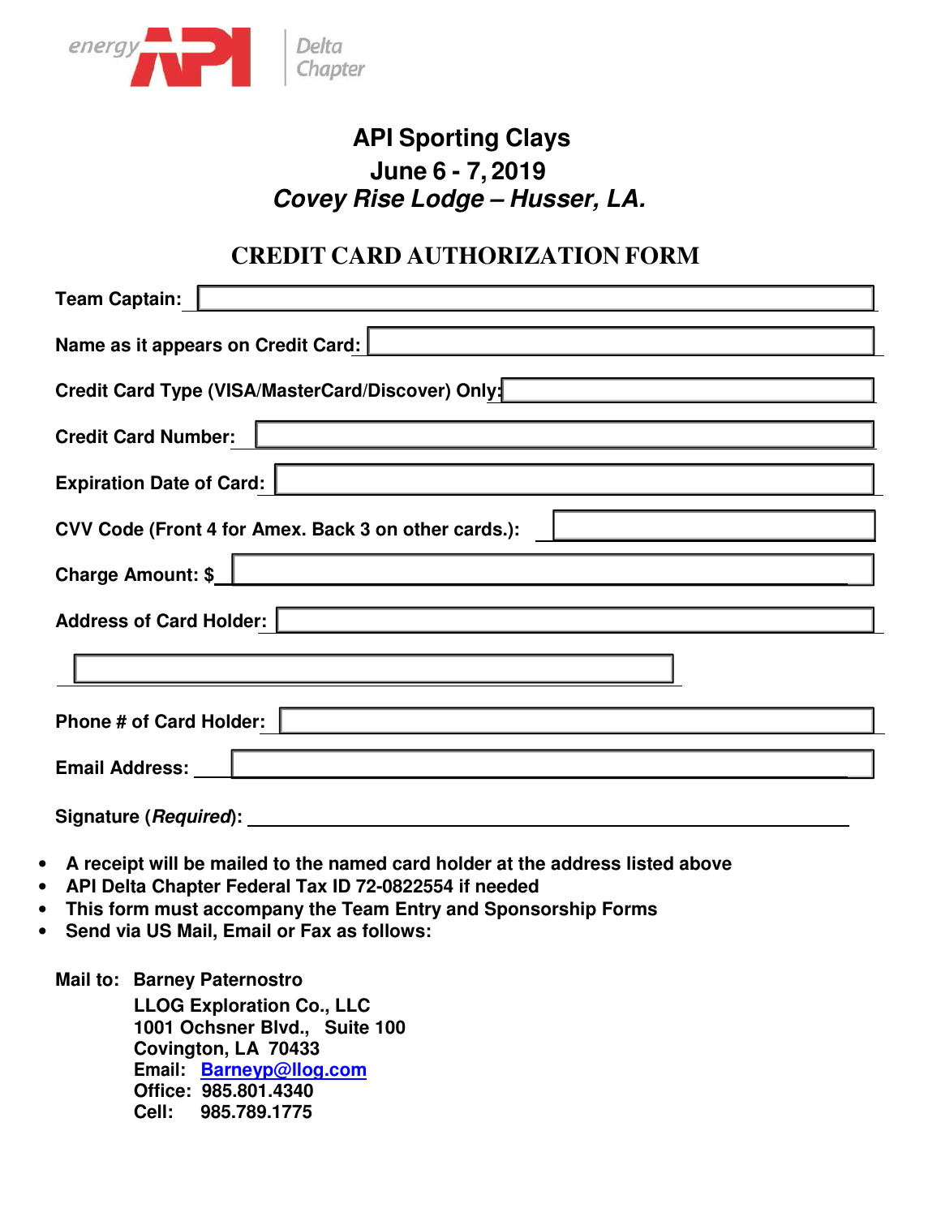energy API | Delta Chapter

# API Sporting Clays

## June 6 - 7, 2019

## *Covey Rise Lodge – Husser, LA.*

## CREDIT CARD AUTHORIZATION FORM

**Team Captain:** ______________________

**Name as it appears on Credit Card:** ______________________

**Credit Card Type (VISA/MasterCard/Discover) Only:** ______________________

**Credit Card Number:** ______________________

**Expiration Date of Card:** ______________________

**CVV Code (Front 4 for Amex. Back 3 on other cards.):** ______________________

**Charge Amount: $** ______________________

**Address of Card Holder:** ______________________

______________________

**Phone # of Card Holder:** ______________________

**Email Address:** ______________________

**Signature (*Required*):** ______________________

- **A receipt will be mailed to the named card holder at the address listed above**
- **API Delta Chapter Federal Tax ID 72-0822554 if needed**
- **This form must accompany the Team Entry and Sponsorship Forms**
- **Send via US Mail, Email or Fax as follows:**

**Mail to: Barney Paternostro**
**LLOG Exploration Co., LLC**
**1001 Ochsner Blvd., Suite 100**
**Covington, LA 70433**
**Email: Barneyp@llog.com**
**Office: 985.801.4340**
**Cell: 985.789.1775**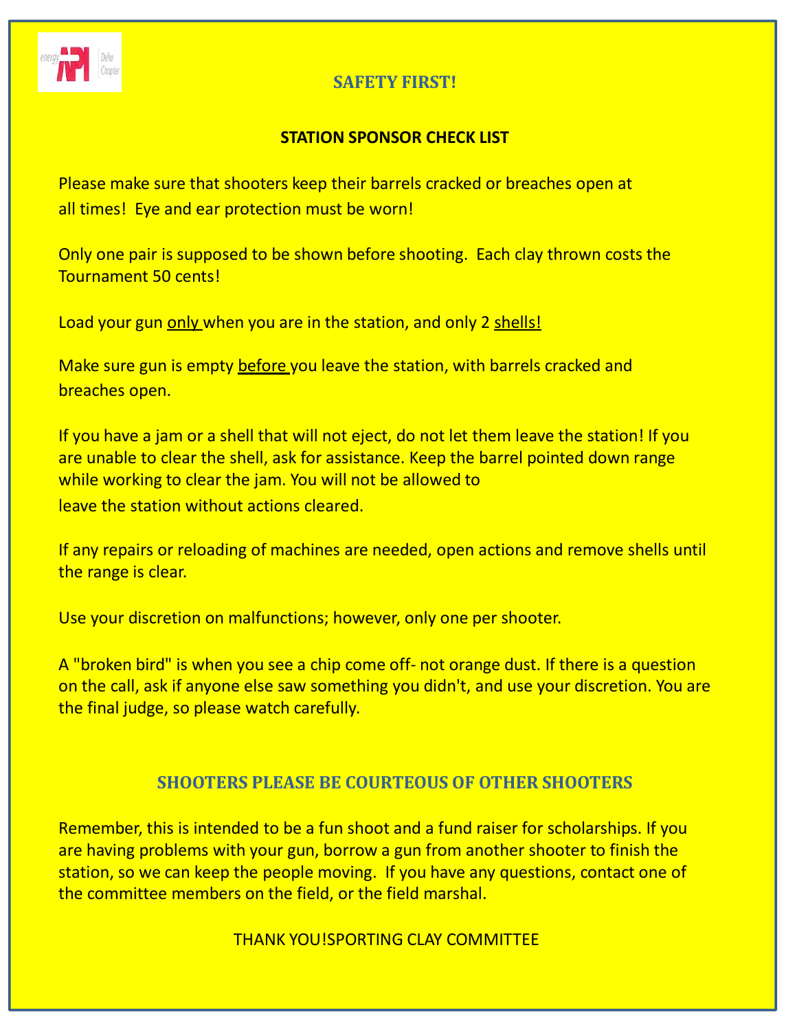## SAFETY FIRST!

### STATION SPONSOR CHECK LIST

Please make sure that shooters keep their barrels cracked or breaches open at all times! Eye and ear protection must be worn!

Only one pair is supposed to be shown before shooting. Each clay thrown costs the Tournament 50 cents!

Load your gun only when you are in the station, and only 2 shells!

Make sure gun is empty before you leave the station, with barrels cracked and breaches open.

If you have a jam or a shell that will not eject, do not let them leave the station! If you are unable to clear the shell, ask for assistance. Keep the barrel pointed down range while working to clear the jam. You will not be allowed to leave the station without actions cleared.

If any repairs or reloading of machines are needed, open actions and remove shells until the range is clear.

Use your discretion on malfunctions; however, only one per shooter.

A "broken bird" is when you see a chip come off- not orange dust. If there is a question on the call, ask if anyone else saw something you didn't, and use your discretion. You are the final judge, so please watch carefully.

## SHOOTERS PLEASE BE COURTEOUS OF OTHER SHOOTERS

Remember, this is intended to be a fun shoot and a fund raiser for scholarships. If you are having problems with your gun, borrow a gun from another shooter to finish the station, so we can keep the people moving. If you have any questions, contact one of the committee members on the field, or the field marshal.

THANK YOU!SPORTING CLAY COMMITTEE